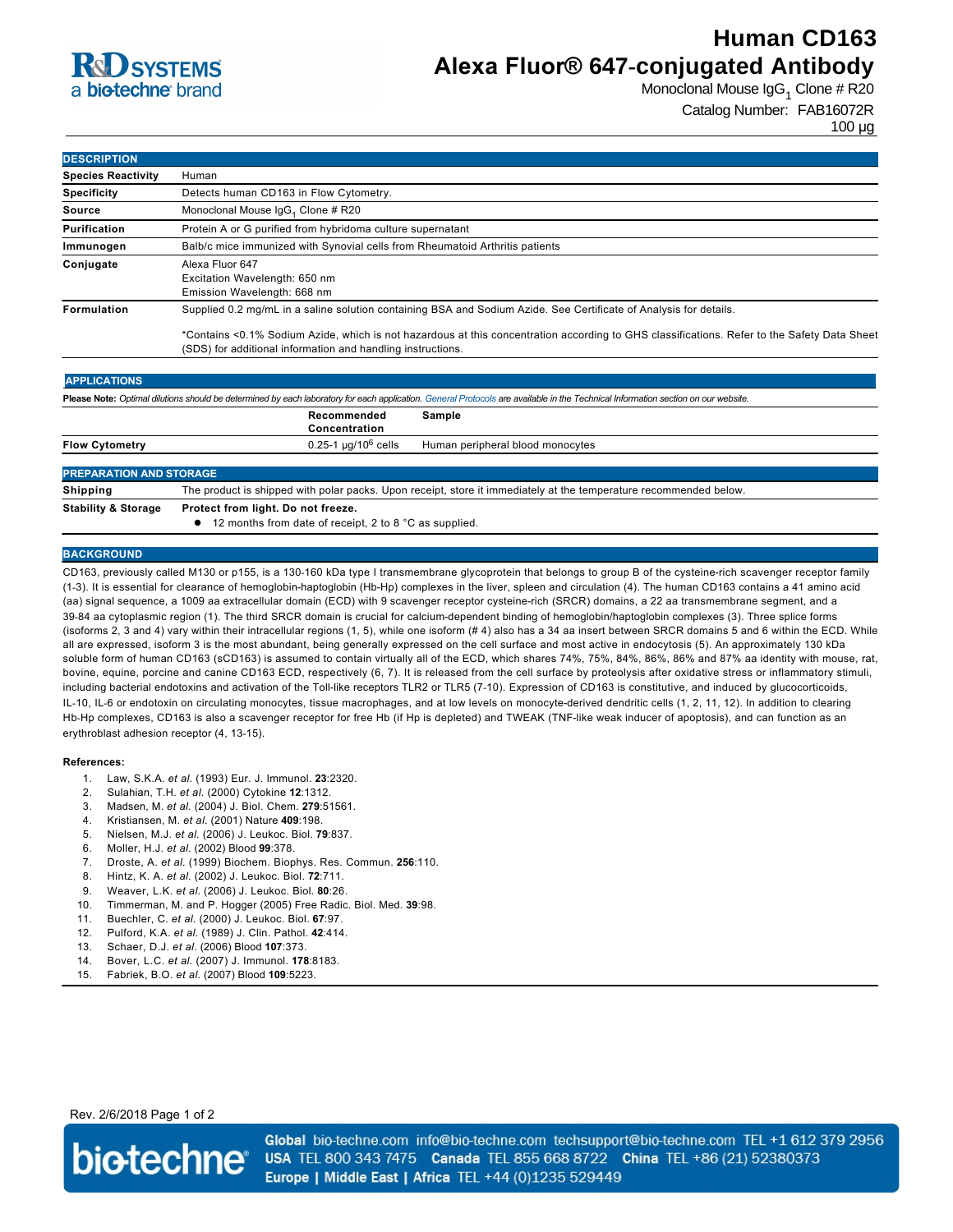# Human CD163
# Alexa Fluor® 647-conjugated Antibody

Monoclonal Mouse $IgG_1$ Clone # R20

Catalog Number: FAB16072R

100 µg

## DESCRIPTION

| | |
|---|---|
| **Species Reactivity** | Human |
| **Specificity** | Detects human CD163 in Flow Cytometry. |
| **Source** | Monoclonal Mouse $IgG_1$ Clone # R20 |
| **Purification** | Protein A or G purified from hybridoma culture supernatant |
| **Immunogen** | Balb/c mice immunized with Synovial cells from Rheumatoid Arthritis patients |
| **Conjugate** | Alexa Fluor 647<br>Excitation Wavelength: 650 nm<br>Emission Wavelength: 668 nm |
| **Formulation** | Supplied 0.2 mg/mL in a saline solution containing BSA and Sodium Azide. See Certificate of Analysis for details.<br><br>*Contains <0.1% Sodium Azide, which is not hazardous at this concentration according to GHS classifications. Refer to the Safety Data Sheet (SDS) for additional information and handling instructions. |

## APPLICATIONS

**Please Note:** *Optimal dilutions should be determined by each laboratory for each application. General Protocols are available in the Technical Information section on our website.*

| | Recommended Concentration | Sample |
|---|---|---|
| **Flow Cytometry** | 0.25-1 µg/$10^6$ cells | Human peripheral blood monocytes |

## PREPARATION AND STORAGE

| | |
|---|---|
| **Shipping** | The product is shipped with polar packs. Upon receipt, store it immediately at the temperature recommended below. |
| **Stability & Storage** | **Protect from light. Do not freeze.**<br>• 12 months from date of receipt, 2 to 8 °C as supplied. |

## BACKGROUND

CD163, previously called M130 or p155, is a 130-160 kDa type I transmembrane glycoprotein that belongs to group B of the cysteine-rich scavenger receptor family (1-3). It is essential for clearance of hemoglobin-haptoglobin (Hb-Hp) complexes in the liver, spleen and circulation (4). The human CD163 contains a 41 amino acid (aa) signal sequence, a 1009 aa extracellular domain (ECD) with 9 scavenger receptor cysteine-rich (SRCR) domains, a 22 aa transmembrane segment, and a 39-84 aa cytoplasmic region (1). The third SRCR domain is crucial for calcium-dependent binding of hemoglobin/haptoglobin complexes (3). Three splice forms (isoforms 2, 3 and 4) vary within their intracellular regions (1, 5), while one isoform (# 4) also has a 34 aa insert between SRCR domains 5 and 6 within the ECD. While all are expressed, isoform 3 is the most abundant, being generally expressed on the cell surface and most active in endocytosis (5). An approximately 130 kDa soluble form of human CD163 (sCD163) is assumed to contain virtually all of the ECD, which shares 74%, 75%, 84%, 86%, 86% and 87% aa identity with mouse, rat, bovine, equine, porcine and canine CD163 ECD, respectively (6, 7). It is released from the cell surface by proteolysis after oxidative stress or inflammatory stimuli, including bacterial endotoxins and activation of the Toll-like receptors TLR2 or TLR5 (7-10). Expression of CD163 is constitutive, and induced by glucocorticoids, IL-10, IL-6 or endotoxin on circulating monocytes, tissue macrophages, and at low levels on monocyte-derived dendritic cells (1, 2, 11, 12). In addition to clearing Hb-Hp complexes, CD163 is also a scavenger receptor for free Hb (if Hp is depleted) and TWEAK (TNF-like weak inducer of apoptosis), and can function as an erythroblast adhesion receptor (4, 13-15).

**References:**

1. Law, S.K.A. *et al.* (1993) Eur. J. Immunol. **23**:2320.
2. Sulahian, T.H. *et al.* (2000) Cytokine **12**:1312.
3. Madsen, M. *et al.* (2004) J. Biol. Chem. **279**:51561.
4. Kristiansen, M. *et al.* (2001) Nature **409**:198.
5. Nielsen, M.J. *et al.* (2006) J. Leukoc. Biol. **79**:837.
6. Moller, H.J. *et al.* (2002) Blood **99**:378.
7. Droste, A. *et al.* (1999) Biochem. Biophys. Res. Commun. **256**:110.
8. Hintz, K. A. *et al.* (2002) J. Leukoc. Biol. **72**:711.
9. Weaver, L.K. *et al.* (2006) J. Leukoc. Biol. **80**:26.
10. Timmerman, M. and P. Hogger (2005) Free Radic. Biol. Med. **39**:98.
11. Buechler, C. *et al.* (2000) J. Leukoc. Biol. **67**:97.
12. Pulford, K.A. *et al.* (1989) J. Clin. Pathol. **42**:414.
13. Schaer, D.J. *et al.* (2006) Blood **107**:373.
14. Bover, L.C. *et al.* (2007) J. Immunol. **178**:8183.
15. Fabriek, B.O. *et al.* (2007) Blood **109**:5223.

Rev. 2/6/2018

**Global** bio-techne.com info@bio-techne.com techsupport@bio-techne.com TEL +1 612 379 2956
**USA** TEL 800 343 7475 **Canada** TEL 855 668 8722 **China** TEL +86 (21) 52380373
**Europe | Middle East | Africa** TEL +44 (0)1235 529449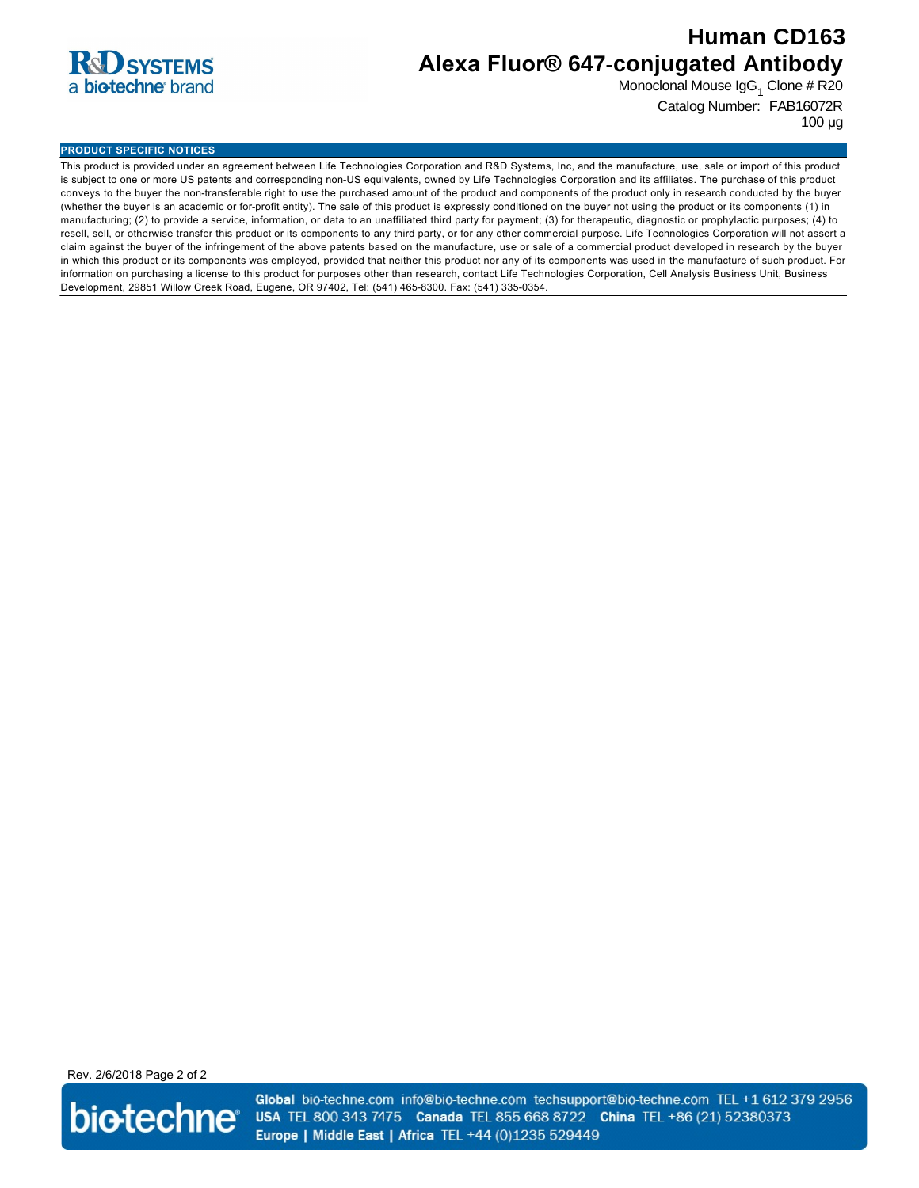# Human CD163
# Alexa Fluor® 647-conjugated Antibody

Monoclonal Mouse $IgG_1$ Clone # R20

Catalog Number: FAB16072R

100 µg

## PRODUCT SPECIFIC NOTICES

This product is provided under an agreement between Life Technologies Corporation and R&D Systems, Inc, and the manufacture, use, sale or import of this product is subject to one or more US patents and corresponding non-US equivalents, owned by Life Technologies Corporation and its affiliates. The purchase of this product conveys to the buyer the non-transferable right to use the purchased amount of the product and components of the product only in research conducted by the buyer (whether the buyer is an academic or for-profit entity). The sale of this product is expressly conditioned on the buyer not using the product or its components (1) in manufacturing; (2) to provide a service, information, or data to an unaffiliated third party for payment; (3) for therapeutic, diagnostic or prophylactic purposes; (4) to resell, sell, or otherwise transfer this product or its components to any third party, or for any other commercial purpose. Life Technologies Corporation will not assert a claim against the buyer of the infringement of the above patents based on the manufacture, use or sale of a commercial product developed in research by the buyer in which this product or its components was employed, provided that neither this product nor any of its components was used in the manufacture of such product. For information on purchasing a license to this product for purposes other than research, contact Life Technologies Corporation, Cell Analysis Business Unit, Business Development, 29851 Willow Creek Road, Eugene, OR 97402, Tel: (541) 465-8300. Fax: (541) 335-0354.

Rev. 2/6/2018

**Global** bio-techne.com info@bio-techne.com techsupport@bio-techne.com TEL +1 612 379 2956 **USA** TEL 800 343 7475 **Canada** TEL 855 668 8722 **China** TEL +86 (21) 52380373 **Europe | Middle East | Africa** TEL +44 (0)1235 529449